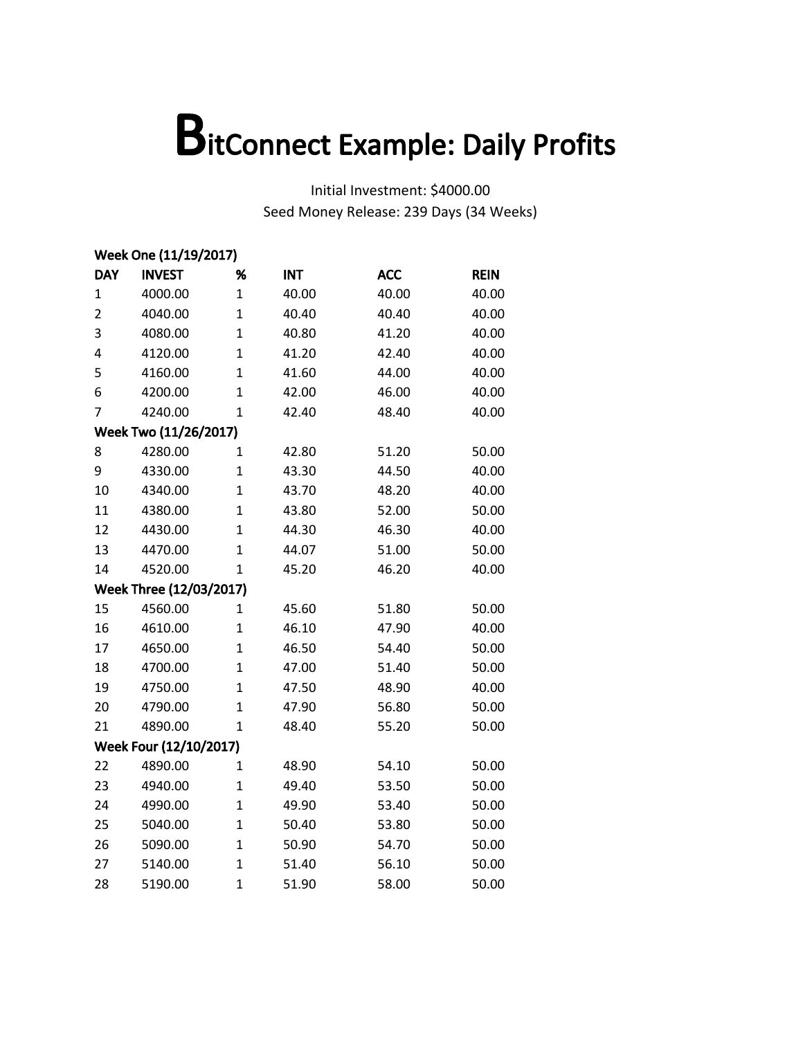# BitConnect Example: Daily Profits

Initial Investment: $4000.00
Seed Money Release: 239 Days (34 Weeks)

| DAY | INVEST | % | INT | ACC | REIN |
|---|---|---|---|---|---|
| **Week One (11/19/2017)** | | | | | |
| 1 | 4000.00 | 1 | 40.00 | 40.00 | 40.00 |
| 2 | 4040.00 | 1 | 40.40 | 40.40 | 40.00 |
| 3 | 4080.00 | 1 | 40.80 | 41.20 | 40.00 |
| 4 | 4120.00 | 1 | 41.20 | 42.40 | 40.00 |
| 5 | 4160.00 | 1 | 41.60 | 44.00 | 40.00 |
| 6 | 4200.00 | 1 | 42.00 | 46.00 | 40.00 |
| 7 | 4240.00 | 1 | 42.40 | 48.40 | 40.00 |
| **Week Two (11/26/2017)** | | | | | |
| 8 | 4280.00 | 1 | 42.80 | 51.20 | 50.00 |
| 9 | 4330.00 | 1 | 43.30 | 44.50 | 40.00 |
| 10 | 4340.00 | 1 | 43.70 | 48.20 | 40.00 |
| 11 | 4380.00 | 1 | 43.80 | 52.00 | 50.00 |
| 12 | 4430.00 | 1 | 44.30 | 46.30 | 40.00 |
| 13 | 4470.00 | 1 | 44.07 | 51.00 | 50.00 |
| 14 | 4520.00 | 1 | 45.20 | 46.20 | 40.00 |
| **Week Three (12/03/2017)** | | | | | |
| 15 | 4560.00 | 1 | 45.60 | 51.80 | 50.00 |
| 16 | 4610.00 | 1 | 46.10 | 47.90 | 40.00 |
| 17 | 4650.00 | 1 | 46.50 | 54.40 | 50.00 |
| 18 | 4700.00 | 1 | 47.00 | 51.40 | 50.00 |
| 19 | 4750.00 | 1 | 47.50 | 48.90 | 40.00 |
| 20 | 4790.00 | 1 | 47.90 | 56.80 | 50.00 |
| 21 | 4890.00 | 1 | 48.40 | 55.20 | 50.00 |
| **Week Four (12/10/2017)** | | | | | |
| 22 | 4890.00 | 1 | 48.90 | 54.10 | 50.00 |
| 23 | 4940.00 | 1 | 49.40 | 53.50 | 50.00 |
| 24 | 4990.00 | 1 | 49.90 | 53.40 | 50.00 |
| 25 | 5040.00 | 1 | 50.40 | 53.80 | 50.00 |
| 26 | 5090.00 | 1 | 50.90 | 54.70 | 50.00 |
| 27 | 5140.00 | 1 | 51.40 | 56.10 | 50.00 |
| 28 | 5190.00 | 1 | 51.90 | 58.00 | 50.00 |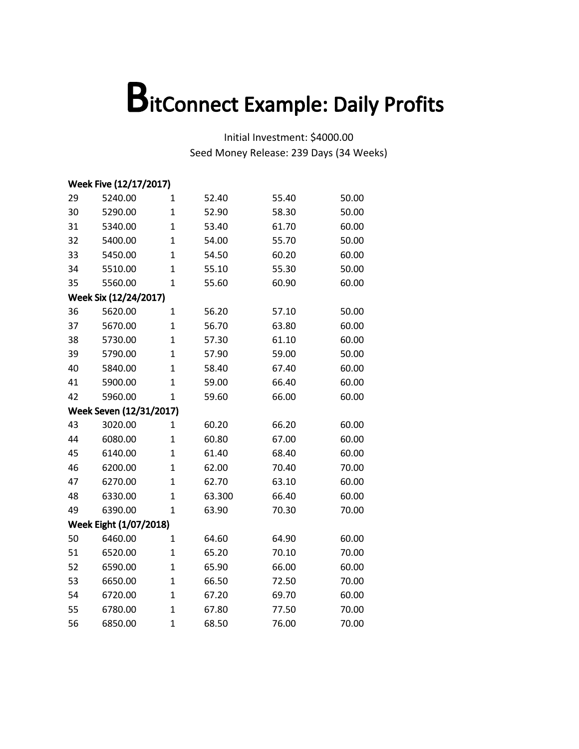# BitConnect Example: Daily Profits

Initial Investment: $4000.00
Seed Money Release: 239 Days (34 Weeks)

| | | | | | |
|---|---|---|---|---|---|
| **Week Five (12/17/2017)** | | | | | |
| 29 | 5240.00 | 1 | 52.40 | 55.40 | 50.00 |
| 30 | 5290.00 | 1 | 52.90 | 58.30 | 50.00 |
| 31 | 5340.00 | 1 | 53.40 | 61.70 | 60.00 |
| 32 | 5400.00 | 1 | 54.00 | 55.70 | 50.00 |
| 33 | 5450.00 | 1 | 54.50 | 60.20 | 60.00 |
| 34 | 5510.00 | 1 | 55.10 | 55.30 | 50.00 |
| 35 | 5560.00 | 1 | 55.60 | 60.90 | 60.00 |
| **Week Six (12/24/2017)** | | | | | |
| 36 | 5620.00 | 1 | 56.20 | 57.10 | 50.00 |
| 37 | 5670.00 | 1 | 56.70 | 63.80 | 60.00 |
| 38 | 5730.00 | 1 | 57.30 | 61.10 | 60.00 |
| 39 | 5790.00 | 1 | 57.90 | 59.00 | 50.00 |
| 40 | 5840.00 | 1 | 58.40 | 67.40 | 60.00 |
| 41 | 5900.00 | 1 | 59.00 | 66.40 | 60.00 |
| 42 | 5960.00 | 1 | 59.60 | 66.00 | 60.00 |
| **Week Seven (12/31/2017)** | | | | | |
| 43 | 3020.00 | 1 | 60.20 | 66.20 | 60.00 |
| 44 | 6080.00 | 1 | 60.80 | 67.00 | 60.00 |
| 45 | 6140.00 | 1 | 61.40 | 68.40 | 60.00 |
| 46 | 6200.00 | 1 | 62.00 | 70.40 | 70.00 |
| 47 | 6270.00 | 1 | 62.70 | 63.10 | 60.00 |
| 48 | 6330.00 | 1 | 63.300 | 66.40 | 60.00 |
| 49 | 6390.00 | 1 | 63.90 | 70.30 | 70.00 |
| **Week Eight (1/07/2018)** | | | | | |
| 50 | 6460.00 | 1 | 64.60 | 64.90 | 60.00 |
| 51 | 6520.00 | 1 | 65.20 | 70.10 | 70.00 |
| 52 | 6590.00 | 1 | 65.90 | 66.00 | 60.00 |
| 53 | 6650.00 | 1 | 66.50 | 72.50 | 70.00 |
| 54 | 6720.00 | 1 | 67.20 | 69.70 | 60.00 |
| 55 | 6780.00 | 1 | 67.80 | 77.50 | 70.00 |
| 56 | 6850.00 | 1 | 68.50 | 76.00 | 70.00 |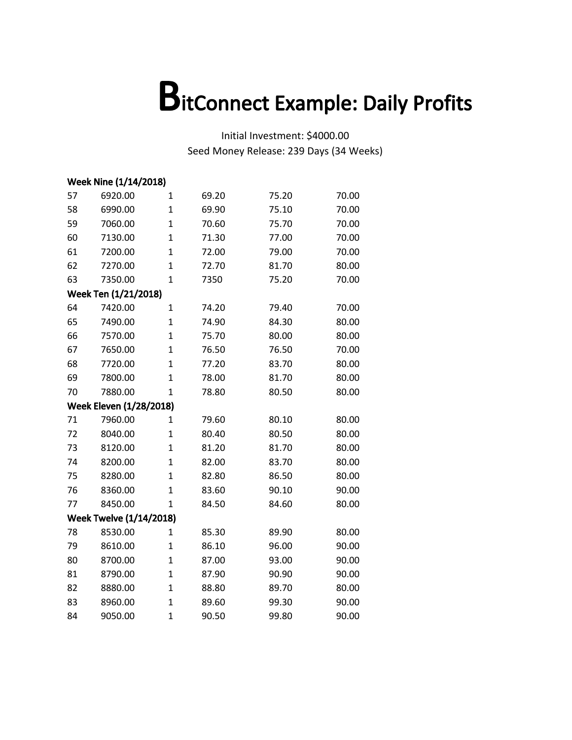# BitConnect Example: Daily Profits

Initial Investment: $4000.00
Seed Money Release: 239 Days (34 Weeks)

| | | | | | |
|---|---|---|---|---|---|
| **Week Nine (1/14/2018)** | | | | | |
| 57 | 6920.00 | 1 | 69.20 | 75.20 | 70.00 |
| 58 | 6990.00 | 1 | 69.90 | 75.10 | 70.00 |
| 59 | 7060.00 | 1 | 70.60 | 75.70 | 70.00 |
| 60 | 7130.00 | 1 | 71.30 | 77.00 | 70.00 |
| 61 | 7200.00 | 1 | 72.00 | 79.00 | 70.00 |
| 62 | 7270.00 | 1 | 72.70 | 81.70 | 80.00 |
| 63 | 7350.00 | 1 | 7350 | 75.20 | 70.00 |
| **Week Ten (1/21/2018)** | | | | | |
| 64 | 7420.00 | 1 | 74.20 | 79.40 | 70.00 |
| 65 | 7490.00 | 1 | 74.90 | 84.30 | 80.00 |
| 66 | 7570.00 | 1 | 75.70 | 80.00 | 80.00 |
| 67 | 7650.00 | 1 | 76.50 | 76.50 | 70.00 |
| 68 | 7720.00 | 1 | 77.20 | 83.70 | 80.00 |
| 69 | 7800.00 | 1 | 78.00 | 81.70 | 80.00 |
| 70 | 7880.00 | 1 | 78.80 | 80.50 | 80.00 |
| **Week Eleven (1/28/2018)** | | | | | |
| 71 | 7960.00 | 1 | 79.60 | 80.10 | 80.00 |
| 72 | 8040.00 | 1 | 80.40 | 80.50 | 80.00 |
| 73 | 8120.00 | 1 | 81.20 | 81.70 | 80.00 |
| 74 | 8200.00 | 1 | 82.00 | 83.70 | 80.00 |
| 75 | 8280.00 | 1 | 82.80 | 86.50 | 80.00 |
| 76 | 8360.00 | 1 | 83.60 | 90.10 | 90.00 |
| 77 | 8450.00 | 1 | 84.50 | 84.60 | 80.00 |
| **Week Twelve (1/14/2018)** | | | | | |
| 78 | 8530.00 | 1 | 85.30 | 89.90 | 80.00 |
| 79 | 8610.00 | 1 | 86.10 | 96.00 | 90.00 |
| 80 | 8700.00 | 1 | 87.00 | 93.00 | 90.00 |
| 81 | 8790.00 | 1 | 87.90 | 90.90 | 90.00 |
| 82 | 8880.00 | 1 | 88.80 | 89.70 | 80.00 |
| 83 | 8960.00 | 1 | 89.60 | 99.30 | 90.00 |
| 84 | 9050.00 | 1 | 90.50 | 99.80 | 90.00 |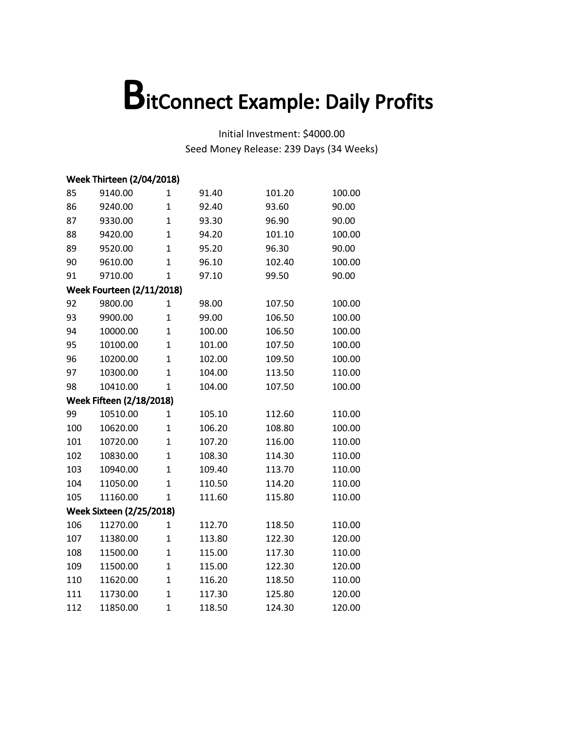# BitConnect Example: Daily Profits

Initial Investment: $4000.00

Seed Money Release: 239 Days (34 Weeks)

**Week Thirteen (2/04/2018)**

| | | | | | |
|---|---|---|---|---|---|
| 85 | 9140.00 | 1 | 91.40 | 101.20 | 100.00 |
| 86 | 9240.00 | 1 | 92.40 | 93.60 | 90.00 |
| 87 | 9330.00 | 1 | 93.30 | 96.90 | 90.00 |
| 88 | 9420.00 | 1 | 94.20 | 101.10 | 100.00 |
| 89 | 9520.00 | 1 | 95.20 | 96.30 | 90.00 |
| 90 | 9610.00 | 1 | 96.10 | 102.40 | 100.00 |
| 91 | 9710.00 | 1 | 97.10 | 99.50 | 90.00 |

**Week Fourteen (2/11/2018)**

| | | | | | |
|---|---|---|---|---|---|
| 92 | 9800.00 | 1 | 98.00 | 107.50 | 100.00 |
| 93 | 9900.00 | 1 | 99.00 | 106.50 | 100.00 |
| 94 | 10000.00 | 1 | 100.00 | 106.50 | 100.00 |
| 95 | 10100.00 | 1 | 101.00 | 107.50 | 100.00 |
| 96 | 10200.00 | 1 | 102.00 | 109.50 | 100.00 |
| 97 | 10300.00 | 1 | 104.00 | 113.50 | 110.00 |
| 98 | 10410.00 | 1 | 104.00 | 107.50 | 100.00 |

**Week Fifteen (2/18/2018)**

| | | | | | |
|---|---|---|---|---|---|
| 99 | 10510.00 | 1 | 105.10 | 112.60 | 110.00 |
| 100 | 10620.00 | 1 | 106.20 | 108.80 | 100.00 |
| 101 | 10720.00 | 1 | 107.20 | 116.00 | 110.00 |
| 102 | 10830.00 | 1 | 108.30 | 114.30 | 110.00 |
| 103 | 10940.00 | 1 | 109.40 | 113.70 | 110.00 |
| 104 | 11050.00 | 1 | 110.50 | 114.20 | 110.00 |
| 105 | 11160.00 | 1 | 111.60 | 115.80 | 110.00 |

**Week Sixteen (2/25/2018)**

| | | | | | |
|---|---|---|---|---|---|
| 106 | 11270.00 | 1 | 112.70 | 118.50 | 110.00 |
| 107 | 11380.00 | 1 | 113.80 | 122.30 | 120.00 |
| 108 | 11500.00 | 1 | 115.00 | 117.30 | 110.00 |
| 109 | 11500.00 | 1 | 115.00 | 122.30 | 120.00 |
| 110 | 11620.00 | 1 | 116.20 | 118.50 | 110.00 |
| 111 | 11730.00 | 1 | 117.30 | 125.80 | 120.00 |
| 112 | 11850.00 | 1 | 118.50 | 124.30 | 120.00 |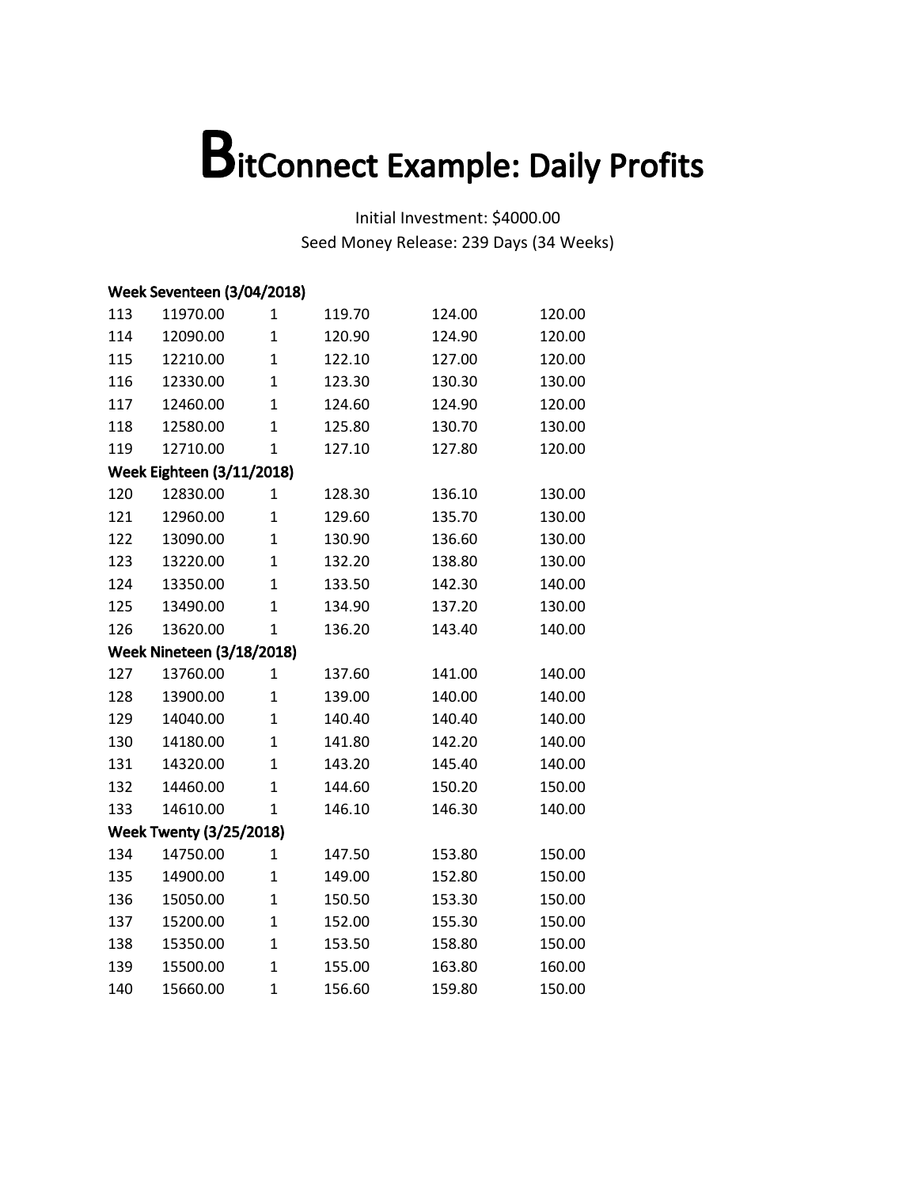# BitConnect Example: Daily Profits

Initial Investment: $4000.00

Seed Money Release: 239 Days (34 Weeks)

| | | | | | |
|---|---|---|---|---|---|
| **Week Seventeen (3/04/2018)** | | | | | |
| 113 | 11970.00 | 1 | 119.70 | 124.00 | 120.00 |
| 114 | 12090.00 | 1 | 120.90 | 124.90 | 120.00 |
| 115 | 12210.00 | 1 | 122.10 | 127.00 | 120.00 |
| 116 | 12330.00 | 1 | 123.30 | 130.30 | 130.00 |
| 117 | 12460.00 | 1 | 124.60 | 124.90 | 120.00 |
| 118 | 12580.00 | 1 | 125.80 | 130.70 | 130.00 |
| 119 | 12710.00 | 1 | 127.10 | 127.80 | 120.00 |
| **Week Eighteen (3/11/2018)** | | | | | |
| 120 | 12830.00 | 1 | 128.30 | 136.10 | 130.00 |
| 121 | 12960.00 | 1 | 129.60 | 135.70 | 130.00 |
| 122 | 13090.00 | 1 | 130.90 | 136.60 | 130.00 |
| 123 | 13220.00 | 1 | 132.20 | 138.80 | 130.00 |
| 124 | 13350.00 | 1 | 133.50 | 142.30 | 140.00 |
| 125 | 13490.00 | 1 | 134.90 | 137.20 | 130.00 |
| 126 | 13620.00 | 1 | 136.20 | 143.40 | 140.00 |
| **Week Nineteen (3/18/2018)** | | | | | |
| 127 | 13760.00 | 1 | 137.60 | 141.00 | 140.00 |
| 128 | 13900.00 | 1 | 139.00 | 140.00 | 140.00 |
| 129 | 14040.00 | 1 | 140.40 | 140.40 | 140.00 |
| 130 | 14180.00 | 1 | 141.80 | 142.20 | 140.00 |
| 131 | 14320.00 | 1 | 143.20 | 145.40 | 140.00 |
| 132 | 14460.00 | 1 | 144.60 | 150.20 | 150.00 |
| 133 | 14610.00 | 1 | 146.10 | 146.30 | 140.00 |
| **Week Twenty (3/25/2018)** | | | | | |
| 134 | 14750.00 | 1 | 147.50 | 153.80 | 150.00 |
| 135 | 14900.00 | 1 | 149.00 | 152.80 | 150.00 |
| 136 | 15050.00 | 1 | 150.50 | 153.30 | 150.00 |
| 137 | 15200.00 | 1 | 152.00 | 155.30 | 150.00 |
| 138 | 15350.00 | 1 | 153.50 | 158.80 | 150.00 |
| 139 | 15500.00 | 1 | 155.00 | 163.80 | 160.00 |
| 140 | 15660.00 | 1 | 156.60 | 159.80 | 150.00 |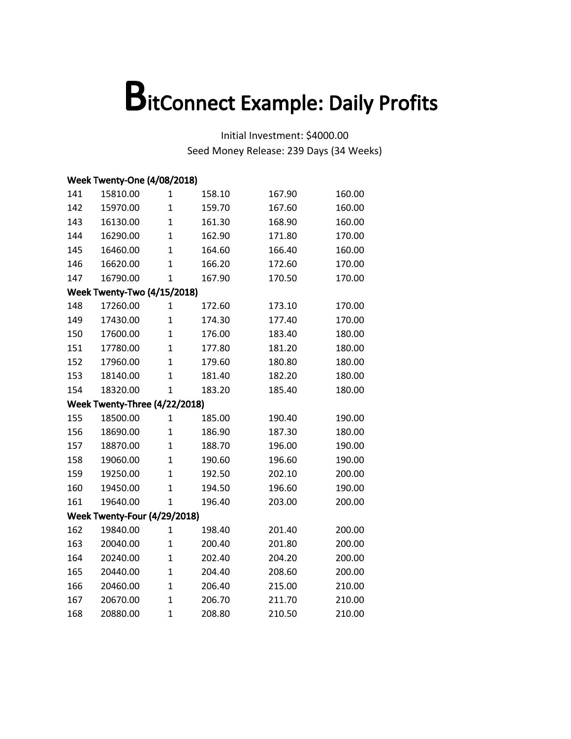# BitConnect Example: Daily Profits

Initial Investment: $4000.00

Seed Money Release: 239 Days (34 Weeks)

| | | | | | |
|---|---|---|---|---|---|
| **Week Twenty-One (4/08/2018)** | | | | | |
| 141 | 15810.00 | 1 | 158.10 | 167.90 | 160.00 |
| 142 | 15970.00 | 1 | 159.70 | 167.60 | 160.00 |
| 143 | 16130.00 | 1 | 161.30 | 168.90 | 160.00 |
| 144 | 16290.00 | 1 | 162.90 | 171.80 | 170.00 |
| 145 | 16460.00 | 1 | 164.60 | 166.40 | 160.00 |
| 146 | 16620.00 | 1 | 166.20 | 172.60 | 170.00 |
| 147 | 16790.00 | 1 | 167.90 | 170.50 | 170.00 |
| **Week Twenty-Two (4/15/2018)** | | | | | |
| 148 | 17260.00 | 1 | 172.60 | 173.10 | 170.00 |
| 149 | 17430.00 | 1 | 174.30 | 177.40 | 170.00 |
| 150 | 17600.00 | 1 | 176.00 | 183.40 | 180.00 |
| 151 | 17780.00 | 1 | 177.80 | 181.20 | 180.00 |
| 152 | 17960.00 | 1 | 179.60 | 180.80 | 180.00 |
| 153 | 18140.00 | 1 | 181.40 | 182.20 | 180.00 |
| 154 | 18320.00 | 1 | 183.20 | 185.40 | 180.00 |
| **Week Twenty-Three (4/22/2018)** | | | | | |
| 155 | 18500.00 | 1 | 185.00 | 190.40 | 190.00 |
| 156 | 18690.00 | 1 | 186.90 | 187.30 | 180.00 |
| 157 | 18870.00 | 1 | 188.70 | 196.00 | 190.00 |
| 158 | 19060.00 | 1 | 190.60 | 196.60 | 190.00 |
| 159 | 19250.00 | 1 | 192.50 | 202.10 | 200.00 |
| 160 | 19450.00 | 1 | 194.50 | 196.60 | 190.00 |
| 161 | 19640.00 | 1 | 196.40 | 203.00 | 200.00 |
| **Week Twenty-Four (4/29/2018)** | | | | | |
| 162 | 19840.00 | 1 | 198.40 | 201.40 | 200.00 |
| 163 | 20040.00 | 1 | 200.40 | 201.80 | 200.00 |
| 164 | 20240.00 | 1 | 202.40 | 204.20 | 200.00 |
| 165 | 20440.00 | 1 | 204.40 | 208.60 | 200.00 |
| 166 | 20460.00 | 1 | 206.40 | 215.00 | 210.00 |
| 167 | 20670.00 | 1 | 206.70 | 211.70 | 210.00 |
| 168 | 20880.00 | 1 | 208.80 | 210.50 | 210.00 |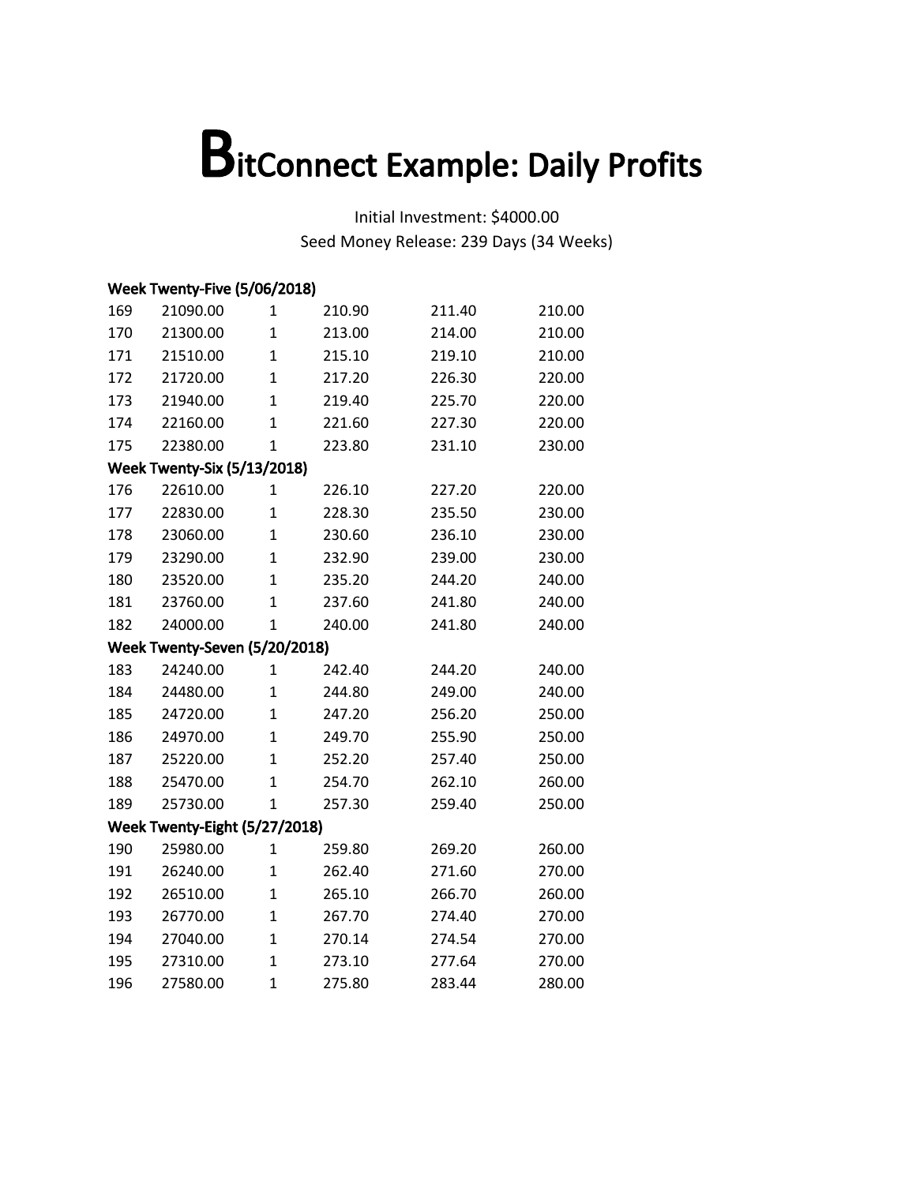# BitConnect Example: Daily Profits

Initial Investment: $4000.00
Seed Money Release: 239 Days (34 Weeks)

| | | | | | |
|---|---|---|---|---|---|
| **Week Twenty-Five (5/06/2018)** | | | | | |
| 169 | 21090.00 | 1 | 210.90 | 211.40 | 210.00 |
| 170 | 21300.00 | 1 | 213.00 | 214.00 | 210.00 |
| 171 | 21510.00 | 1 | 215.10 | 219.10 | 210.00 |
| 172 | 21720.00 | 1 | 217.20 | 226.30 | 220.00 |
| 173 | 21940.00 | 1 | 219.40 | 225.70 | 220.00 |
| 174 | 22160.00 | 1 | 221.60 | 227.30 | 220.00 |
| 175 | 22380.00 | 1 | 223.80 | 231.10 | 230.00 |
| **Week Twenty-Six (5/13/2018)** | | | | | |
| 176 | 22610.00 | 1 | 226.10 | 227.20 | 220.00 |
| 177 | 22830.00 | 1 | 228.30 | 235.50 | 230.00 |
| 178 | 23060.00 | 1 | 230.60 | 236.10 | 230.00 |
| 179 | 23290.00 | 1 | 232.90 | 239.00 | 230.00 |
| 180 | 23520.00 | 1 | 235.20 | 244.20 | 240.00 |
| 181 | 23760.00 | 1 | 237.60 | 241.80 | 240.00 |
| 182 | 24000.00 | 1 | 240.00 | 241.80 | 240.00 |
| **Week Twenty-Seven (5/20/2018)** | | | | | |
| 183 | 24240.00 | 1 | 242.40 | 244.20 | 240.00 |
| 184 | 24480.00 | 1 | 244.80 | 249.00 | 240.00 |
| 185 | 24720.00 | 1 | 247.20 | 256.20 | 250.00 |
| 186 | 24970.00 | 1 | 249.70 | 255.90 | 250.00 |
| 187 | 25220.00 | 1 | 252.20 | 257.40 | 250.00 |
| 188 | 25470.00 | 1 | 254.70 | 262.10 | 260.00 |
| 189 | 25730.00 | 1 | 257.30 | 259.40 | 250.00 |
| **Week Twenty-Eight (5/27/2018)** | | | | | |
| 190 | 25980.00 | 1 | 259.80 | 269.20 | 260.00 |
| 191 | 26240.00 | 1 | 262.40 | 271.60 | 270.00 |
| 192 | 26510.00 | 1 | 265.10 | 266.70 | 260.00 |
| 193 | 26770.00 | 1 | 267.70 | 274.40 | 270.00 |
| 194 | 27040.00 | 1 | 270.14 | 274.54 | 270.00 |
| 195 | 27310.00 | 1 | 273.10 | 277.64 | 270.00 |
| 196 | 27580.00 | 1 | 275.80 | 283.44 | 280.00 |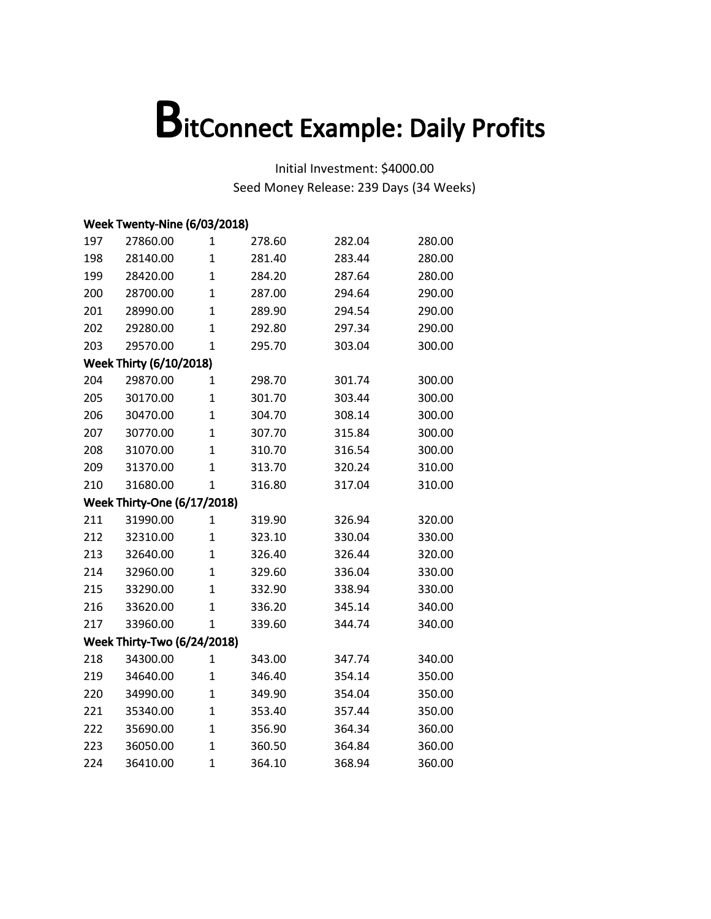# BitConnect Example: Daily Profits

Initial Investment: $4000.00

Seed Money Release: 239 Days (34 Weeks)

| | | | | | |
|---|---|---|---|---|---|
| **Week Twenty-Nine (6/03/2018)** | | | | | |
| 197 | 27860.00 | 1 | 278.60 | 282.04 | 280.00 |
| 198 | 28140.00 | 1 | 281.40 | 283.44 | 280.00 |
| 199 | 28420.00 | 1 | 284.20 | 287.64 | 280.00 |
| 200 | 28700.00 | 1 | 287.00 | 294.64 | 290.00 |
| 201 | 28990.00 | 1 | 289.90 | 294.54 | 290.00 |
| 202 | 29280.00 | 1 | 292.80 | 297.34 | 290.00 |
| 203 | 29570.00 | 1 | 295.70 | 303.04 | 300.00 |
| **Week Thirty (6/10/2018)** | | | | | |
| 204 | 29870.00 | 1 | 298.70 | 301.74 | 300.00 |
| 205 | 30170.00 | 1 | 301.70 | 303.44 | 300.00 |
| 206 | 30470.00 | 1 | 304.70 | 308.14 | 300.00 |
| 207 | 30770.00 | 1 | 307.70 | 315.84 | 300.00 |
| 208 | 31070.00 | 1 | 310.70 | 316.54 | 300.00 |
| 209 | 31370.00 | 1 | 313.70 | 320.24 | 310.00 |
| 210 | 31680.00 | 1 | 316.80 | 317.04 | 310.00 |
| **Week Thirty-One (6/17/2018)** | | | | | |
| 211 | 31990.00 | 1 | 319.90 | 326.94 | 320.00 |
| 212 | 32310.00 | 1 | 323.10 | 330.04 | 330.00 |
| 213 | 32640.00 | 1 | 326.40 | 326.44 | 320.00 |
| 214 | 32960.00 | 1 | 329.60 | 336.04 | 330.00 |
| 215 | 33290.00 | 1 | 332.90 | 338.94 | 330.00 |
| 216 | 33620.00 | 1 | 336.20 | 345.14 | 340.00 |
| 217 | 33960.00 | 1 | 339.60 | 344.74 | 340.00 |
| **Week Thirty-Two (6/24/2018)** | | | | | |
| 218 | 34300.00 | 1 | 343.00 | 347.74 | 340.00 |
| 219 | 34640.00 | 1 | 346.40 | 354.14 | 350.00 |
| 220 | 34990.00 | 1 | 349.90 | 354.04 | 350.00 |
| 221 | 35340.00 | 1 | 353.40 | 357.44 | 350.00 |
| 222 | 35690.00 | 1 | 356.90 | 364.34 | 360.00 |
| 223 | 36050.00 | 1 | 360.50 | 364.84 | 360.00 |
| 224 | 36410.00 | 1 | 364.10 | 368.94 | 360.00 |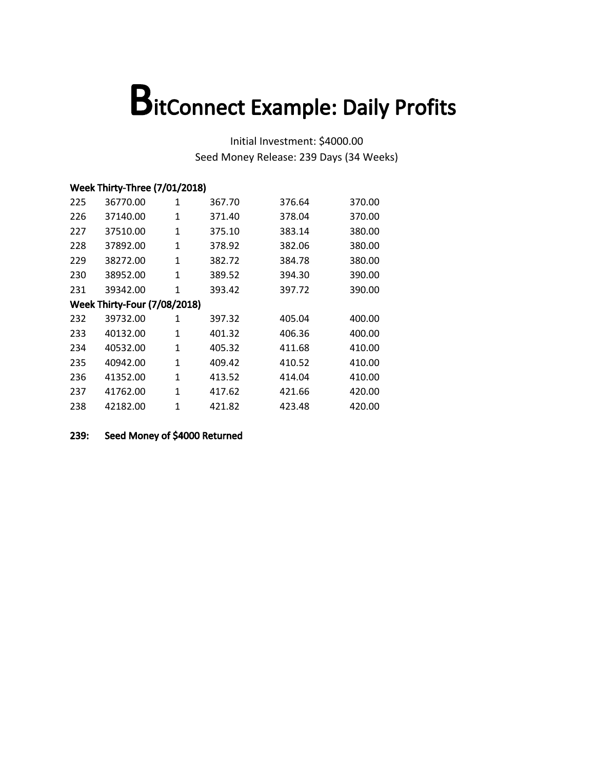# BitConnect Example: Daily Profits

Initial Investment: $4000.00

Seed Money Release: 239 Days (34 Weeks)

| | | | | | |
|---|---|---|---|---|---|
| **Week Thirty-Three (7/01/2018)** | | | | | |
| 225 | 36770.00 | 1 | 367.70 | 376.64 | 370.00 |
| 226 | 37140.00 | 1 | 371.40 | 378.04 | 370.00 |
| 227 | 37510.00 | 1 | 375.10 | 383.14 | 380.00 |
| 228 | 37892.00 | 1 | 378.92 | 382.06 | 380.00 |
| 229 | 38272.00 | 1 | 382.72 | 384.78 | 380.00 |
| 230 | 38952.00 | 1 | 389.52 | 394.30 | 390.00 |
| 231 | 39342.00 | 1 | 393.42 | 397.72 | 390.00 |
| **Week Thirty-Four (7/08/2018)** | | | | | |
| 232 | 39732.00 | 1 | 397.32 | 405.04 | 400.00 |
| 233 | 40132.00 | 1 | 401.32 | 406.36 | 400.00 |
| 234 | 40532.00 | 1 | 405.32 | 411.68 | 410.00 |
| 235 | 40942.00 | 1 | 409.42 | 410.52 | 410.00 |
| 236 | 41352.00 | 1 | 413.52 | 414.04 | 410.00 |
| 237 | 41762.00 | 1 | 417.62 | 421.66 | 420.00 |
| 238 | 42182.00 | 1 | 421.82 | 423.48 | 420.00 |

**239: Seed Money of $4000 Returned**